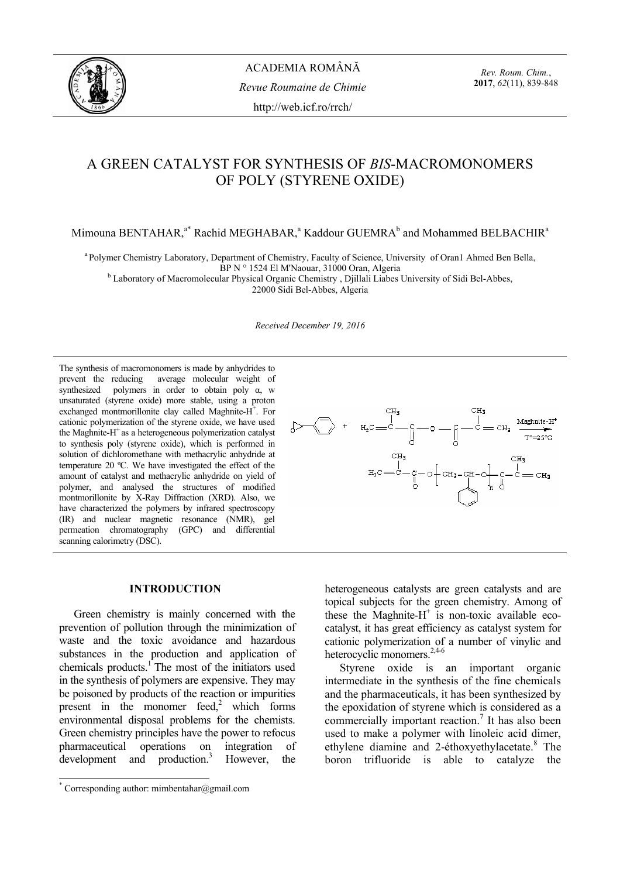# A GREEN CATALYST FOR SYNTHESIS OF *BIS*-MACROMONOMERS OF POLY (STYRENE OXIDE)

Mimouna BENTAHAR,[a*] Rachid MEGHABAR,[a] Kaddour GUEMRA[b] and Mohammed BELBACHIR[a]

[a] Polymer Chemistry Laboratory, Department of Chemistry, Faculty of Science, University of Oran1 Ahmed Ben Bella, BP N ° 1524 El M'Naouar, 31000 Oran, Algeria

[b] Laboratory of Macromolecular Physical Organic Chemistry , Djillali Liabes University of Sidi Bel-Abbes, 22000 Sidi Bel-Abbes, Algeria

*Received December 19, 2016*

The synthesis of macromonomers is made by anhydrides to prevent the reducing average molecular weight of synthesized polymers in order to obtain poly α, w unsaturated (styrene oxide) more stable, using a proton exchanged montmorillonite clay called Maghnite-$H^+$. For cationic polymerization of the styrene oxide, we have used the Maghnite-$H^+$ as a heterogeneous polymerization catalyst to synthesis poly (styrene oxide), which is performed in solution of dichloromethane with methacrylic anhydride at temperature 20 ºC. We have investigated the effect of the amount of catalyst and methacrylic anhydride on yield of polymer, and analysed the structures of modified montmorillonite by X-Ray Diffraction (XRD). Also, we have characterized the polymers by infrared spectroscopy (IR) and nuclear magnetic resonance (NMR), gel permeation chromatography (GPC) and differential scanning calorimetry (DSC).

## INTRODUCTION

Green chemistry is mainly concerned with the prevention of pollution through the minimization of waste and the toxic avoidance and hazardous substances in the production and application of chemicals products.[1] The most of the initiators used in the synthesis of polymers are expensive. They may be poisoned by products of the reaction or impurities present in the monomer feed,[2] which forms environmental disposal problems for the chemists. Green chemistry principles have the power to refocus pharmaceutical operations on integration of development and production.[3] However, the heterogeneous catalysts are green catalysts and are topical subjects for the green chemistry. Among of these the Maghnite-$H^+$ is non-toxic available eco-catalyst, it has great efficiency as catalyst system for cationic polymerization of a number of vinylic and heterocyclic monomers.[2,4-6]

Styrene oxide is an important organic intermediate in the synthesis of the fine chemicals and the pharmaceuticals, it has been synthesized by the epoxidation of styrene which is considered as a commercially important reaction.[7] It has also been used to make a polymer with linoleic acid dimer, ethylene diamine and 2-éthoxyethylacetate.[8] The boron trifluoride is able to catalyze the

* Corresponding author: mimbentahar@gmail.com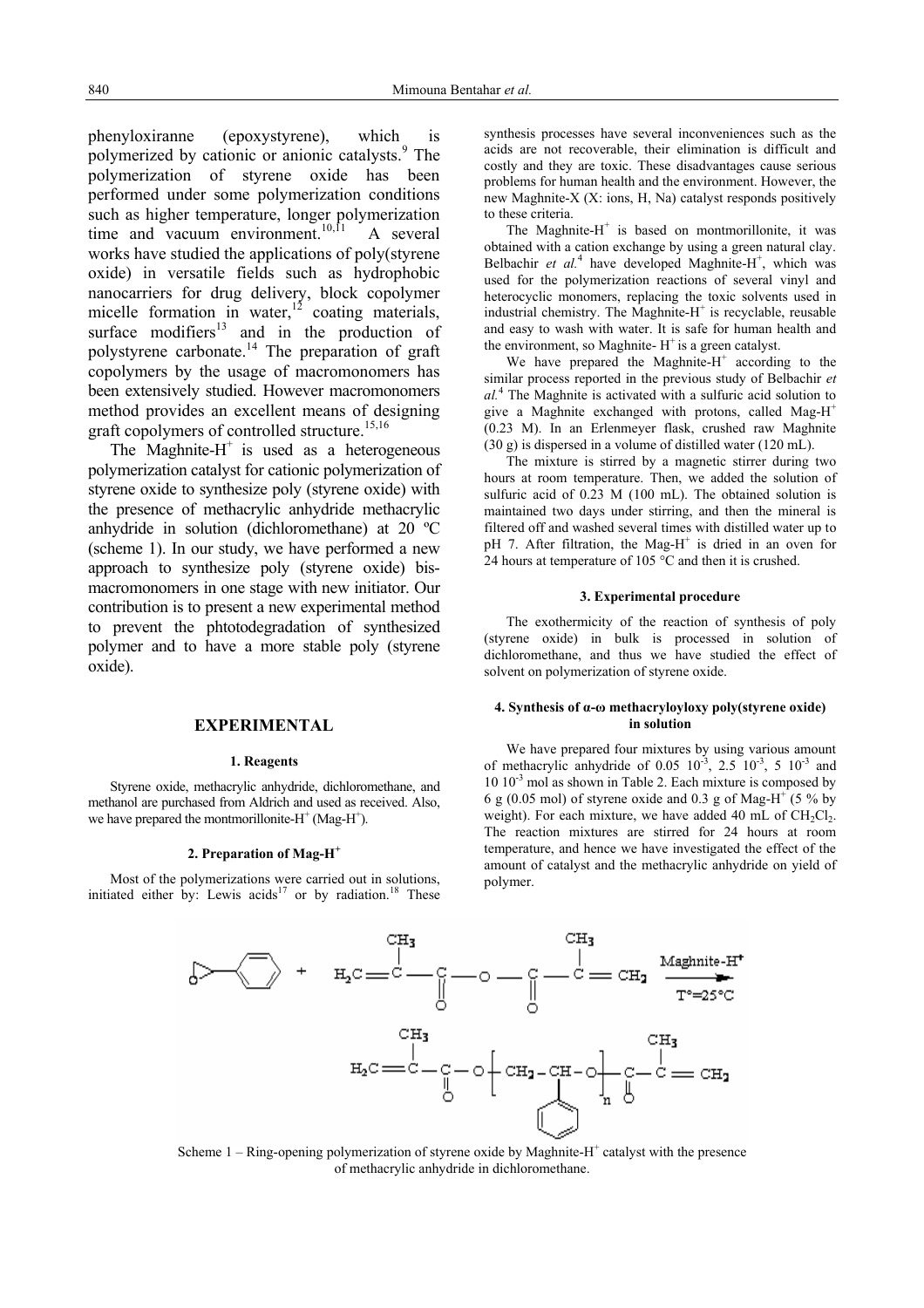phenyloxiranne (epoxystyrene), which is polymerized by cationic or anionic catalysts.[9] The polymerization of styrene oxide has been performed under some polymerization conditions such as higher temperature, longer polymerization time and vacuum environment.[10,11] A several works have studied the applications of poly(styrene oxide) in versatile fields such as hydrophobic nanocarriers for drug delivery, block copolymer micelle formation in water,[12] coating materials, surface modifiers[13] and in the production of polystyrene carbonate.[14] The preparation of graft copolymers by the usage of macromonomers has been extensively studied. However macromonomers method provides an excellent means of designing graft copolymers of controlled structure.[15,16]

The Maghnite-$H^+$ is used as a heterogeneous polymerization catalyst for cationic polymerization of styrene oxide to synthesize poly (styrene oxide) with the presence of methacrylic anhydride methacrylic anhydride in solution (dichloromethane) at 20 ºC (scheme 1). In our study, we have performed a new approach to synthesize poly (styrene oxide) bis-macromonomers in one stage with new initiator. Our contribution is to present a new experimental method to prevent the phtotodegradation of synthesized polymer and to have a more stable poly (styrene oxide).

## EXPERIMENTAL

### 1. Reagents

Styrene oxide, methacrylic anhydride, dichloromethane, and methanol are purchased from Aldrich and used as received. Also, we have prepared the montmorillonite-$H^+$ (Mag-$H^+$).

### 2. Preparation of Mag-$H^+$

Most of the polymerizations were carried out in solutions, initiated either by: Lewis acids[17] or by radiation.[18] These synthesis processes have several inconveniences such as the acids are not recoverable, their elimination is difficult and costly and they are toxic. These disadvantages cause serious problems for human health and the environment. However, the new Maghnite-X (X: ions, H, Na) catalyst responds positively to these criteria.

The Maghnite-$H^+$ is based on montmorillonite, it was obtained with a cation exchange by using a green natural clay. Belbachir *et al.*[4] have developed Maghnite-$H^+$, which was used for the polymerization reactions of several vinyl and heterocyclic monomers, replacing the toxic solvents used in industrial chemistry. The Maghnite-$H^+$ is recyclable, reusable and easy to wash with water. It is safe for human health and the environment, so Maghnite- $H^+$ is a green catalyst.

We have prepared the Maghnite-$H^+$ according to the similar process reported in the previous study of Belbachir *et al.*[4] The Maghnite is activated with a sulfuric acid solution to give a Maghnite exchanged with protons, called Mag-$H^+$ (0.23 M). In an Erlenmeyer flask, crushed raw Maghnite (30 g) is dispersed in a volume of distilled water (120 mL).

The mixture is stirred by a magnetic stirrer during two hours at room temperature. Then, we added the solution of sulfuric acid of 0.23 M (100 mL). The obtained solution is maintained two days under stirring, and then the mineral is filtered off and washed several times with distilled water up to pH 7. After filtration, the Mag-$H^+$ is dried in an oven for 24 hours at temperature of 105 °C and then it is crushed.

### 3. Experimental procedure

The exothermicity of the reaction of synthesis of poly (styrene oxide) in bulk is processed in solution of dichloromethane, and thus we have studied the effect of solvent on polymerization of styrene oxide.

### 4. Synthesis of α-ω methacryloyloxy poly(styrene oxide) in solution

We have prepared four mixtures by using various amount of methacrylic anhydride of 0.05 $10^{-3}$, 2.5 $10^{-3}$, 5 $10^{-3}$ and 10 $10^{-3}$ mol as shown in Table 2. Each mixture is composed by 6 g (0.05 mol) of styrene oxide and 0.3 g of Mag-$H^+$ (5 % by weight). For each mixture, we have added 40 mL of $CH_2Cl_2$. The reaction mixtures are stirred for 24 hours at room temperature, and hence we have investigated the effect of the amount of catalyst and the methacrylic anhydride on yield of polymer.

Scheme 1 – Ring-opening polymerization of styrene oxide by Maghnite-$H^+$ catalyst with the presence of methacrylic anhydride in dichloromethane.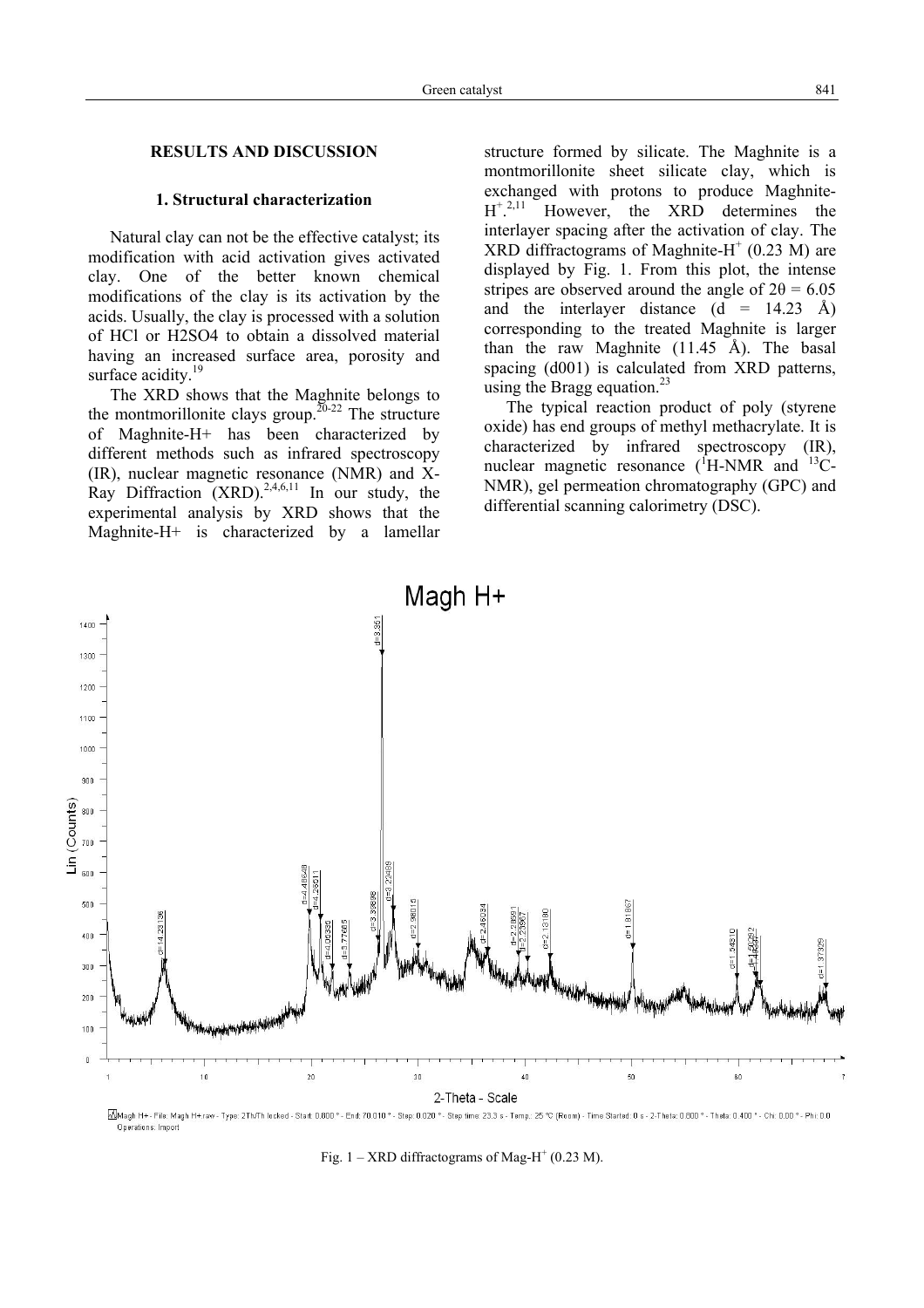## RESULTS AND DISCUSSION

### 1. Structural characterization

Natural clay can not be the effective catalyst; its modification with acid activation gives activated clay. One of the better known chemical modifications of the clay is its activation by the acids. Usually, the clay is processed with a solution of HCl or H2SO4 to obtain a dissolved material having an increased surface area, porosity and surface acidity.[19]

The XRD shows that the Maghnite belongs to the montmorillonite clays group.[20-22] The structure of Maghnite-H+ has been characterized by different methods such as infrared spectroscopy (IR), nuclear magnetic resonance (NMR) and X-Ray Diffraction (XRD).[2,4,6,11] In our study, the experimental analysis by XRD shows that the Maghnite-H+ is characterized by a lamellar structure formed by silicate. The Maghnite is a montmorillonite sheet silicate clay, which is exchanged with protons to produce Maghnite-$H^+$.[2,11] However, the XRD determines the interlayer spacing after the activation of clay. The XRD diffractograms of Maghnite-$H^+$ (0.23 M) are displayed by Fig. 1. From this plot, the intense stripes are observed around the angle of 2θ = 6.05 and the interlayer distance (d = 14.23 Å) corresponding to the treated Maghnite is larger than the raw Maghnite (11.45 Å). The basal spacing (d001) is calculated from XRD patterns, using the Bragg equation.[23]

The typical reaction product of poly (styrene oxide) has end groups of methyl methacrylate. It is characterized by infrared spectroscopy (IR), nuclear magnetic resonance ($^{1}$H-NMR and $^{13}$C-NMR), gel permeation chromatography (GPC) and differential scanning calorimetry (DSC).

Fig. 1 – XRD diffractograms of Mag-$H^+$ (0.23 M).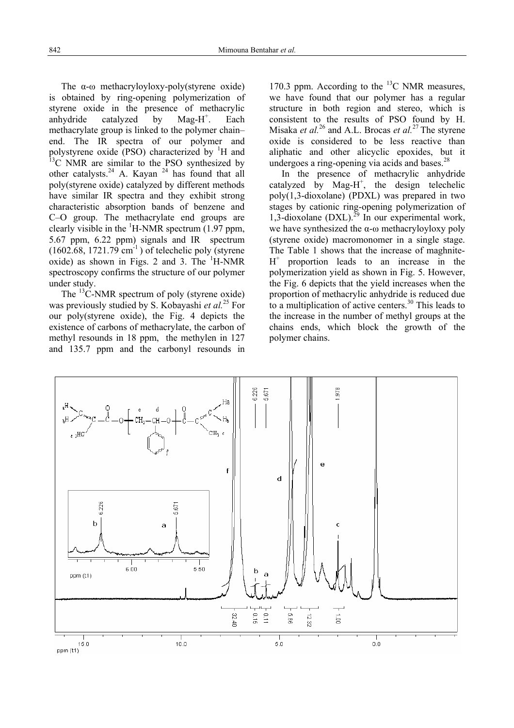The α-ω methacryloyloxy-poly(styrene oxide) is obtained by ring-opening polymerization of styrene oxide in the presence of methacrylic anhydride catalyzed by Mag-$H^+$. Each methacrylate group is linked to the polymer chain–end. The IR spectra of our polymer and polystyrene oxide (PSO) characterized by $^1H$ and $^{13}C$ NMR are similar to the PSO synthesized by other catalysts.[24] A. Kayan [24] has found that all poly(styrene oxide) catalyzed by different methods have similar IR spectra and they exhibit strong characteristic absorption bands of benzene and C–O group. The methacrylate end groups are clearly visible in the $^1H$-NMR spectrum (1.97 ppm, 5.67 ppm, 6.22 ppm) signals and IR spectrum (1602.68, 1721.79 $cm^{-1}$ ) of telechelic poly (styrene oxide) as shown in Figs. 2 and 3. The $^1H$-NMR spectroscopy confirms the structure of our polymer under study.

The $^{13}C$-NMR spectrum of poly (styrene oxide) was previously studied by S. Kobayashi *et al.*[25] For our poly(styrene oxide), the Fig. 4 depicts the existence of carbons of methacrylate, the carbon of methyl resounds in 18 ppm, the methylen in 127 and 135.7 ppm and the carbonyl resounds in 170.3 ppm. According to the $^{13}C$ NMR measures, we have found that our polymer has a regular structure in both region and stereo, which is consistent to the results of PSO found by H. Misaka *et al.*[26] and A.L. Brocas *et al.*[27] The styrene oxide is considered to be less reactive than aliphatic and other alicyclic epoxides, but it undergoes a ring-opening via acids and bases.[28]

In the presence of methacrylic anhydride catalyzed by Mag-$H^+$, the design telechelic poly(1,3-dioxolane) (PDXL) was prepared in two stages by cationic ring-opening polymerization of 1,3-dioxolane (DXL).[29] In our experimental work, we have synthesized the α-ω methacryloyloxy poly (styrene oxide) macromonomer in a single stage. The Table 1 shows that the increase of maghnite-$H^+$ proportion leads to an increase in the polymerization yield as shown in Fig. 5. However, the Fig. 6 depicts that the yield increases when the proportion of methacrylic anhydride is reduced due to a multiplication of active centers.[30] This leads to the increase in the number of methyl groups at the chains ends, which block the growth of the polymer chains.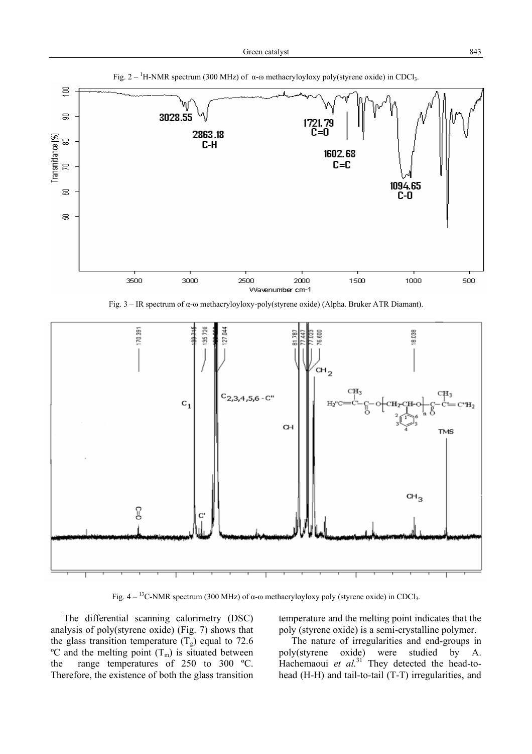Fig. 2 – $^{1}$H-NMR spectrum (300 MHz) of α-ω methacryloyloxy poly(styrene oxide) in $CDCl_3$.

Fig. 3 – IR spectrum of α-ω methacryloyloxy-poly(styrene oxide) (Alpha. Bruker ATR Diamant).

Fig. 4 – $^{13}$C-NMR spectrum (300 MHz) of α-ω methacryloyloxy poly (styrene oxide) in $CDCl_3$.

The differential scanning calorimetry (DSC) analysis of poly(styrene oxide) (Fig. 7) shows that the glass transition temperature ($T_g$) equal to 72.6 ºC and the melting point ($T_m$) is situated between the range temperatures of 250 to 300 ºC. Therefore, the existence of both the glass transition temperature and the melting point indicates that the poly (styrene oxide) is a semi-crystalline polymer.

The nature of irregularities and end-groups in poly(styrene oxide) were studied by A. Hachemaoui *et al.*[31] They detected the head-to-head (H-H) and tail-to-tail (T-T) irregularities, and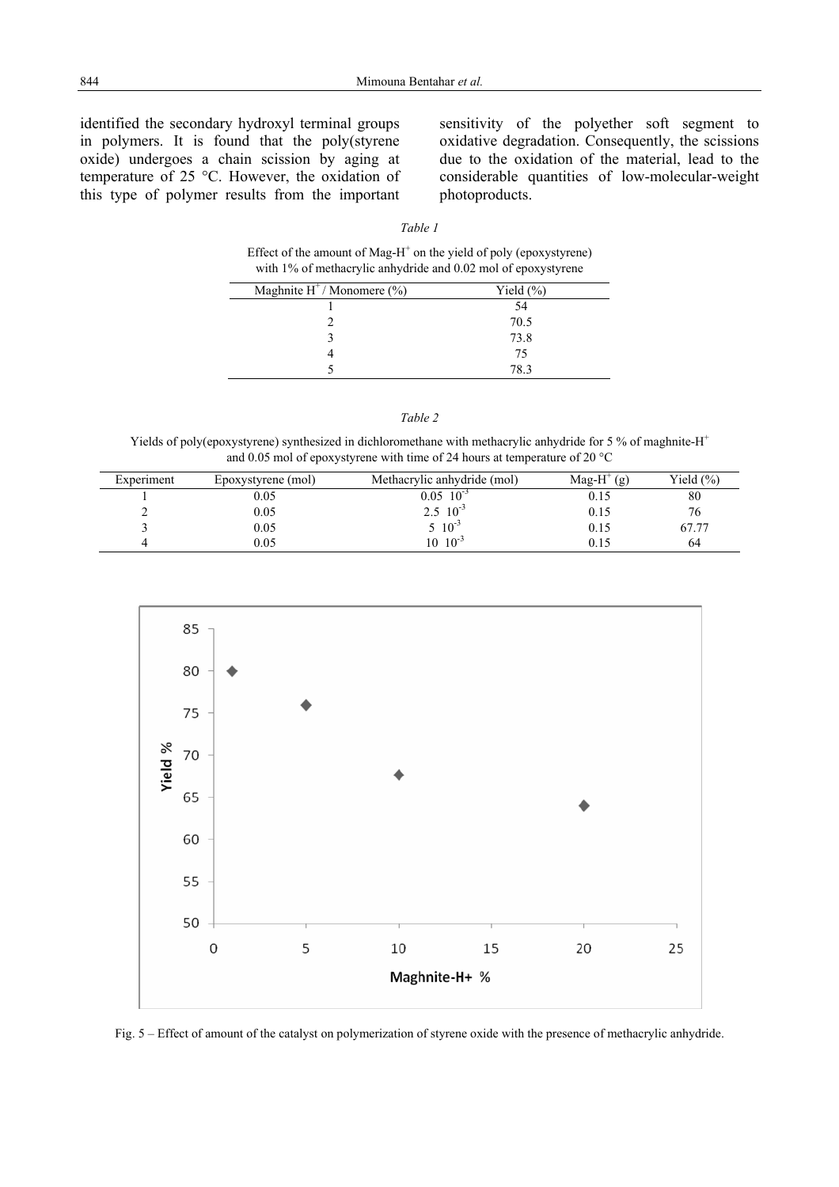identified the secondary hydroxyl terminal groups in polymers. It is found that the poly(styrene oxide) undergoes a chain scission by aging at temperature of 25 °C. However, the oxidation of this type of polymer results from the important sensitivity of the polyether soft segment to oxidative degradation. Consequently, the scissions due to the oxidation of the material, lead to the considerable quantities of low-molecular-weight photoproducts.

*Table 1*

Effect of the amount of Mag-$H^+$ on the yield of poly (epoxystyrene) with 1% of methacrylic anhydride and 0.02 mol of epoxystyrene

| Maghnite $H^+$ / Monomere (%) | Yield (%) |
|---|---|
| 1 | 54 |
| 2 | 70.5 |
| 3 | 73.8 |
| 4 | 75 |
| 5 | 78.3 |

*Table 2*

Yields of poly(epoxystyrene) synthesized in dichloromethane with methacrylic anhydride for 5 % of maghnite-$H^+$ and 0.05 mol of epoxystyrene with time of 24 hours at temperature of 20 °C

| Experiment | Epoxystyrene (mol) | Methacrylic anhydride (mol) | Mag-$H^+$ (g) | Yield (%) |
|---|---|---|---|---|
| 1 | 0.05 | $0.05\ 10^{-3}$ | 0.15 | 80 |
| 2 | 0.05 | $2.5\ 10^{-3}$ | 0.15 | 76 |
| 3 | 0.05 | $5\ 10^{-3}$ | 0.15 | 67.77 |
| 4 | 0.05 | $10\ 10^{-3}$ | 0.15 | 64 |

Fig. 5 – Effect of amount of the catalyst on polymerization of styrene oxide with the presence of methacrylic anhydride.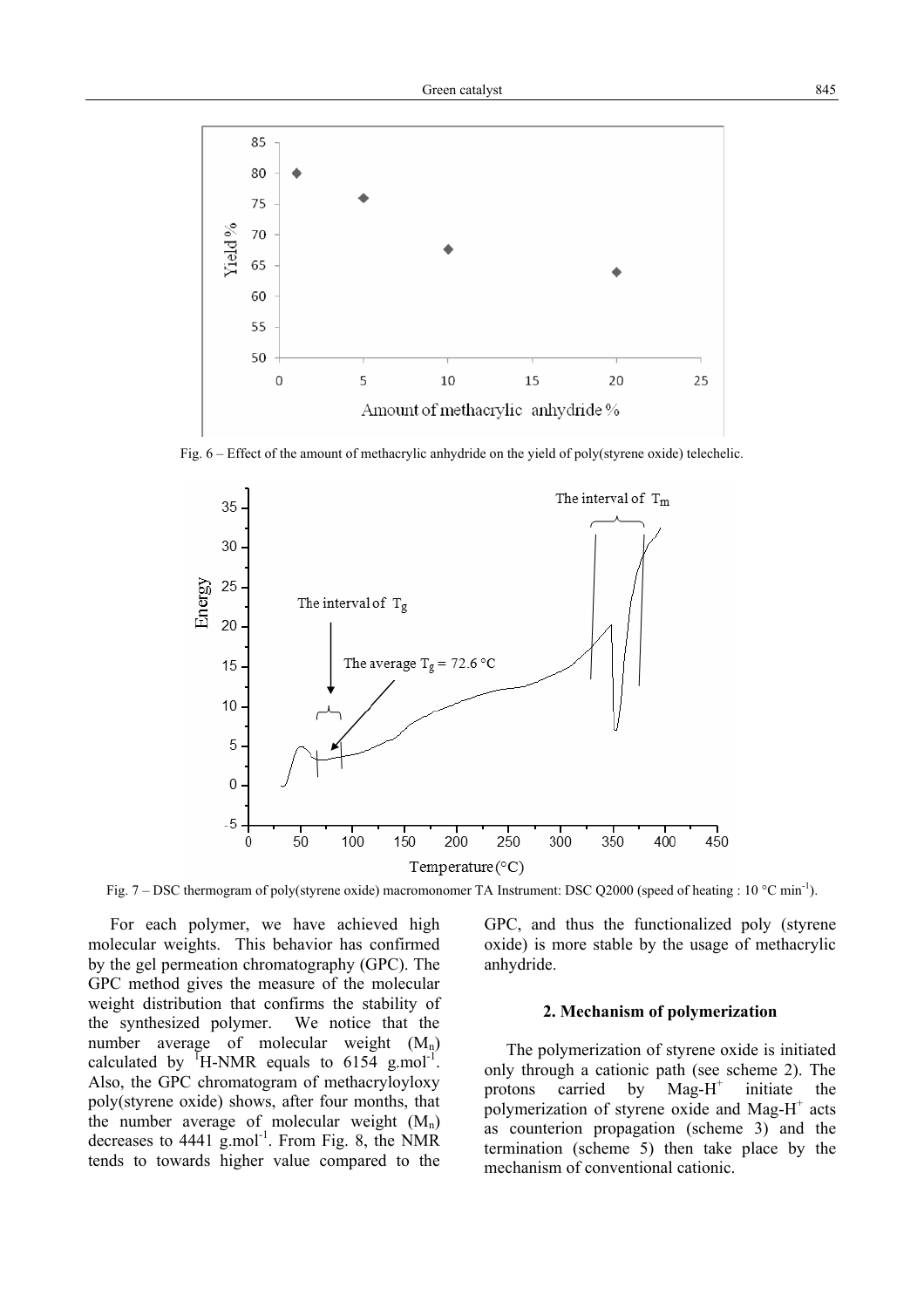Fig. 6 – Effect of the amount of methacrylic anhydride on the yield of poly(styrene oxide) telechelic.

Fig. 7 – DSC thermogram of poly(styrene oxide) macromonomer TA Instrument: DSC Q2000 (speed of heating : 10 °C min$^{-1}$).

For each polymer, we have achieved high molecular weights. This behavior has confirmed by the gel permeation chromatography (GPC). The GPC method gives the measure of the molecular weight distribution that confirms the stability of the synthesized polymer. We notice that the number average of molecular weight ($M_n$) calculated by $^1$H-NMR equals to 6154 g.mol$^{-1}$. Also, the GPC chromatogram of methacryloyloxy poly(styrene oxide) shows, after four months, that the number average of molecular weight ($M_n$) decreases to 4441 g.mol$^{-1}$. From Fig. 8, the NMR tends to towards higher value compared to the GPC, and thus the functionalized poly (styrene oxide) is more stable by the usage of methacrylic anhydride.

## 2. Mechanism of polymerization

The polymerization of styrene oxide is initiated only through a cationic path (see scheme 2). The protons carried by Mag-H$^+$ initiate the polymerization of styrene oxide and Mag-H$^+$ acts as counterion propagation (scheme 3) and the termination (scheme 5) then take place by the mechanism of conventional cationic.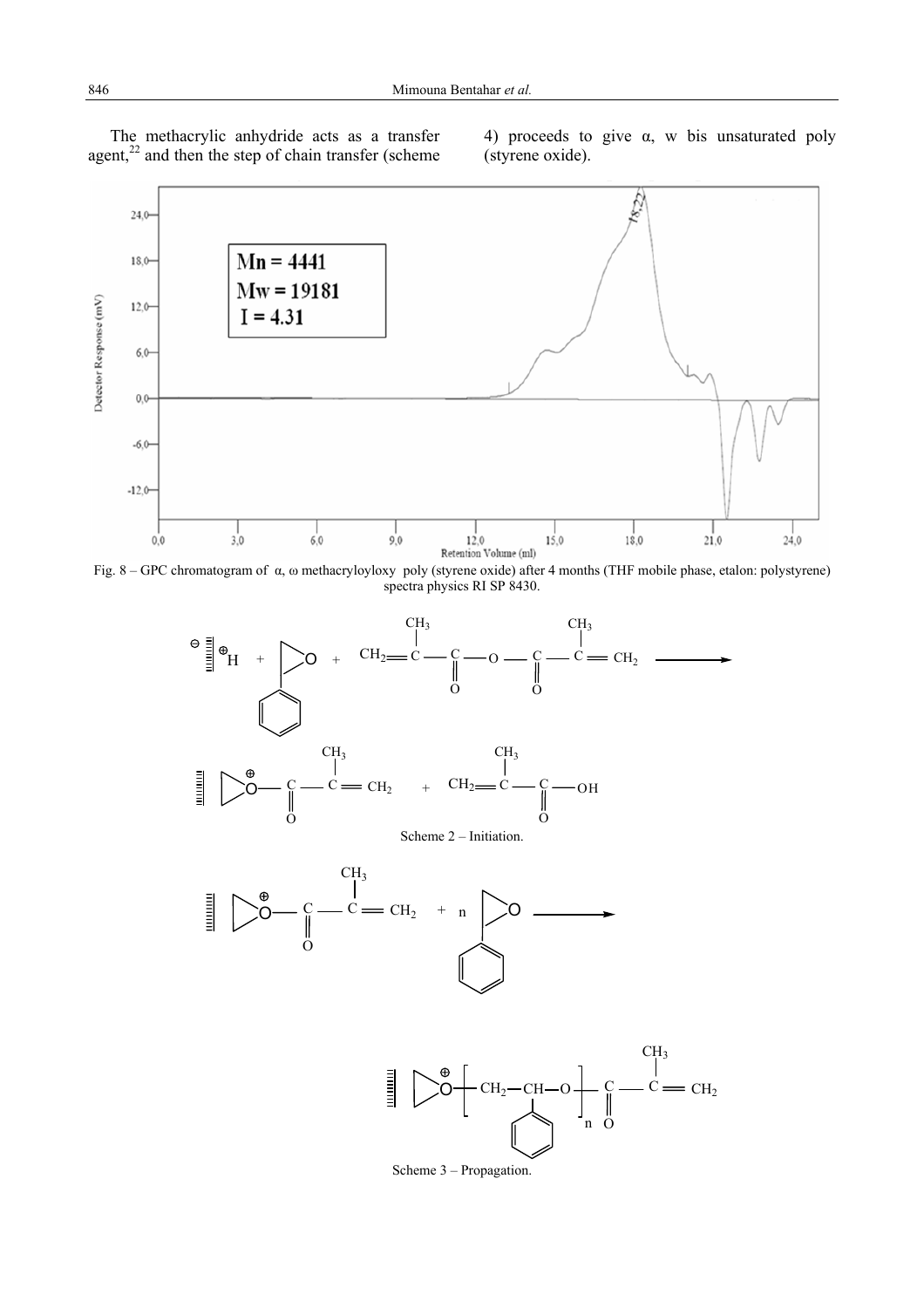The methacrylic anhydride acts as a transfer agent,[22] and then the step of chain transfer (scheme 4) proceeds to give α, w bis unsaturated poly (styrene oxide).

Fig. 8 – GPC chromatogram of α, ω methacryloyloxy poly (styrene oxide) after 4 months (THF mobile phase, etalon: polystyrene) spectra physics RI SP 8430.

Scheme 2 – Initiation.

Scheme 3 – Propagation.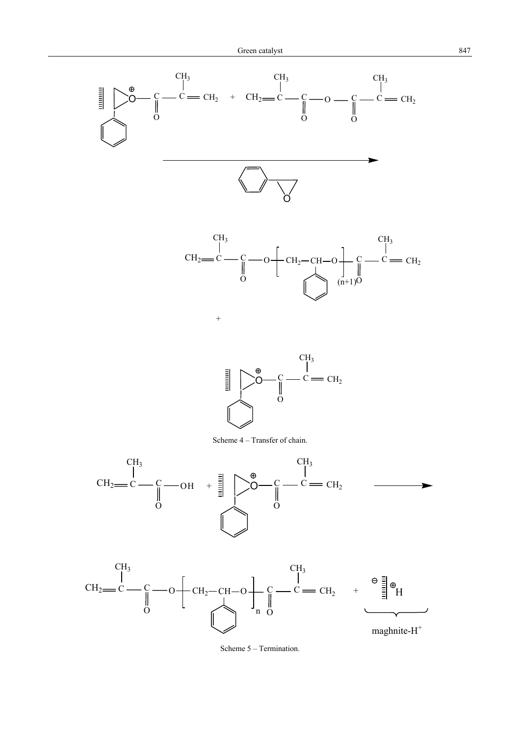Scheme 4 – Transfer of chain.

Scheme 5 – Termination.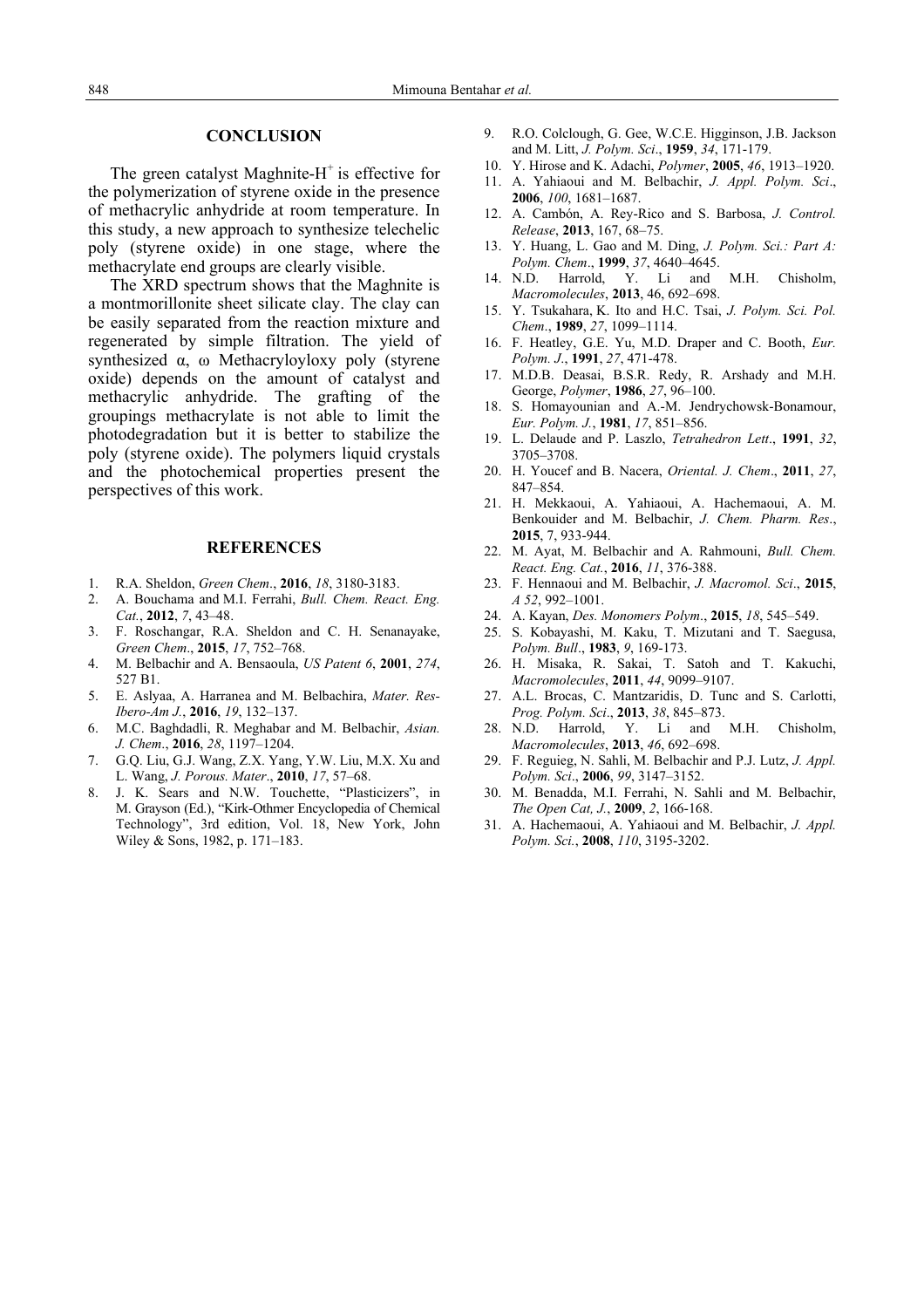## CONCLUSION

The green catalyst Maghnite-H$^+$ is effective for the polymerization of styrene oxide in the presence of methacrylic anhydride at room temperature. In this study, a new approach to synthesize telechelic poly (styrene oxide) in one stage, where the methacrylate end groups are clearly visible.

The XRD spectrum shows that the Maghnite is a montmorillonite sheet silicate clay. The clay can be easily separated from the reaction mixture and regenerated by simple filtration. The yield of synthesized α, ω Methacryloyloxy poly (styrene oxide) depends on the amount of catalyst and methacrylic anhydride. The grafting of the groupings methacrylate is not able to limit the photodegradation but it is better to stabilize the poly (styrene oxide). The polymers liquid crystals and the photochemical properties present the perspectives of this work.

## REFERENCES

1. R.A. Sheldon, *Green Chem*., **2016**, *18*, 3180-3183.
2. A. Bouchama and M.I. Ferrahi, *Bull. Chem. React. Eng. Cat.*, **2012**, *7*, 43–48.
3. F. Roschangar, R.A. Sheldon and C. H. Senanayake, *Green Chem*., **2015**, *17*, 752–768.
4. M. Belbachir and A. Bensaoula, *US Patent 6*, **2001**, *274*, 527 B1.
5. E. Aslyaa, A. Harranea and M. Belbachira, *Mater. Res-Ibero-Am J.*, **2016**, *19*, 132–137.
6. M.C. Baghdadli, R. Meghabar and M. Belbachir, *Asian. J. Chem*., **2016**, *28*, 1197–1204.
7. G.Q. Liu, G.J. Wang, Z.X. Yang, Y.W. Liu, M.X. Xu and L. Wang, *J. Porous. Mater*., **2010**, *17*, 57–68.
8. J. K. Sears and N.W. Touchette, "Plasticizers", in M. Grayson (Ed.), "Kirk-Othmer Encyclopedia of Chemical Technology", 3rd edition, Vol. 18, New York, John Wiley & Sons, 1982, p. 171–183.
9. R.O. Colclough, G. Gee, W.C.E. Higginson, J.B. Jackson and M. Litt, *J. Polym. Sci*., **1959**, *34*, 171-179.
10. Y. Hirose and K. Adachi, *Polymer*, **2005**, *46*, 1913–1920.
11. A. Yahiaoui and M. Belbachir, *J. Appl. Polym. Sci*., **2006**, *100*, 1681–1687.
12. A. Cambón, A. Rey-Rico and S. Barbosa, *J. Control. Release*, **2013**, 167, 68–75.
13. Y. Huang, L. Gao and M. Ding, *J. Polym. Sci.: Part A: Polym. Chem*., **1999**, *37*, 4640–4645.
14. N.D. Harrold, Y. Li and M.H. Chisholm, *Macromolecules*, **2013**, 46, 692–698.
15. Y. Tsukahara, K. Ito and H.C. Tsai, *J. Polym. Sci. Pol. Chem*., **1989**, *27*, 1099–1114.
16. F. Heatley, G.E. Yu, M.D. Draper and C. Booth, *Eur. Polym. J*., **1991**, *27*, 471-478.
17. M.D.B. Deasai, B.S.R. Redy, R. Arshady and M.H. George, *Polymer*, **1986**, *27*, 96–100.
18. S. Homayounian and A.-M. Jendrychowsk-Bonamour, *Eur. Polym. J.*, **1981**, *17*, 851–856.
19. L. Delaude and P. Laszlo, *Tetrahedron Lett*., **1991**, *32*, 3705–3708.
20. H. Youcef and B. Nacera, *Oriental. J. Chem*., **2011**, *27*, 847–854.
21. H. Mekkaoui, A. Yahiaoui, A. Hachemaoui, A. M. Benkouider and M. Belbachir, *J. Chem. Pharm. Res*., **2015**, 7, 933-944.
22. M. Ayat, M. Belbachir and A. Rahmouni, *Bull. Chem. React. Eng. Cat.*, **2016**, *11*, 376-388.
23. F. Hennaoui and M. Belbachir, *J. Macromol. Sci*., **2015**, *A 52*, 992–1001.
24. A. Kayan, *Des. Monomers Polym*., **2015**, *18*, 545–549.
25. S. Kobayashi, M. Kaku, T. Mizutani and T. Saegusa, *Polym. Bull*., **1983**, *9*, 169-173.
26. H. Misaka, R. Sakai, T. Satoh and T. Kakuchi, *Macromolecules*, **2011**, *44*, 9099–9107.
27. A.L. Brocas, C. Mantzaridis, D. Tunc and S. Carlotti, *Prog. Polym. Sci*., **2013**, *38*, 845–873.
28. N.D. Harrold, Y. Li and M.H. Chisholm, *Macromolecules*, **2013**, *46*, 692–698.
29. F. Reguieg, N. Sahli, M. Belbachir and P.J. Lutz, *J. Appl. Polym. Sci*., **2006**, *99*, 3147–3152.
30. M. Benadda, M.I. Ferrahi, N. Sahli and M. Belbachir, *The Open Cat, J.*, **2009**, *2*, 166-168.
31. A. Hachemaoui, A. Yahiaoui and M. Belbachir, *J. Appl. Polym. Sci.*, **2008**, *110*, 3195-3202.